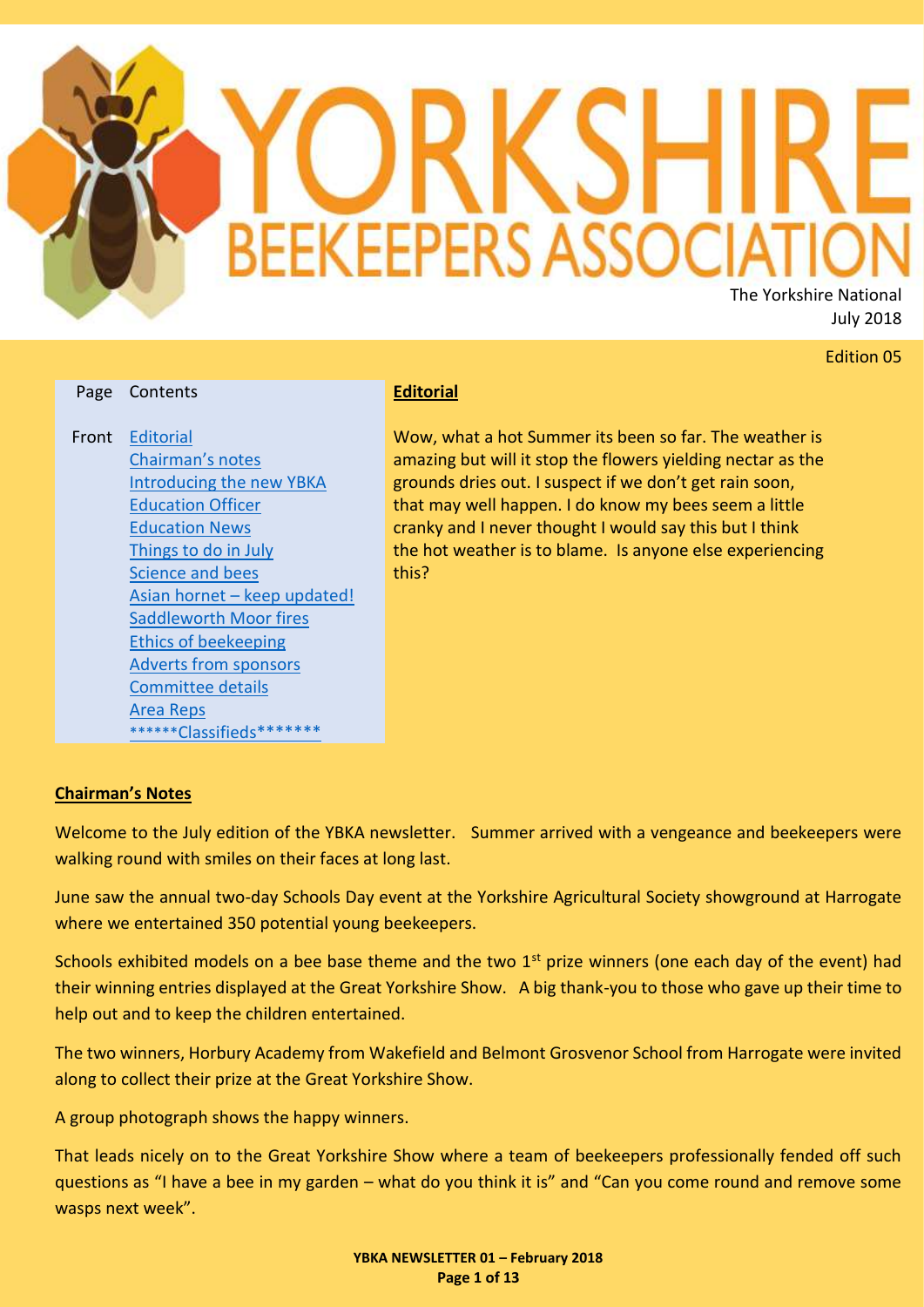# YORKSHIRE BEEKEEPERS ASSOCIATION

The Yorkshire National
July 2018

Edition 05

| Page | Contents |
|---|---|
| Front | Editorial |
| | Chairman's notes |
| | Introducing the new YBKA |
| | Education Officer |
| | Education News |
| | Things to do in July |
| | Science and bees |
| | Asian hornet – keep updated! |
| | Saddleworth Moor fires |
| | Ethics of beekeeping |
| | Adverts from sponsors |
| | Committee details |
| | Area Reps |
| | ******Classifieds******* |

## Editorial

Wow, what a hot Summer its been so far. The weather is amazing but will it stop the flowers yielding nectar as the grounds dries out. I suspect if we don't get rain soon, that may well happen. I do know my bees seem a little cranky and I never thought I would say this but I think the hot weather is to blame. Is anyone else experiencing this?

## Chairman's Notes

Welcome to the July edition of the YBKA newsletter. Summer arrived with a vengeance and beekeepers were walking round with smiles on their faces at long last.

June saw the annual two-day Schools Day event at the Yorkshire Agricultural Society showground at Harrogate where we entertained 350 potential young beekeepers.

Schools exhibited models on a bee base theme and the two 1st prize winners (one each day of the event) had their winning entries displayed at the Great Yorkshire Show. A big thank-you to those who gave up their time to help out and to keep the children entertained.

The two winners, Horbury Academy from Wakefield and Belmont Grosvenor School from Harrogate were invited along to collect their prize at the Great Yorkshire Show.

A group photograph shows the happy winners.

That leads nicely on to the Great Yorkshire Show where a team of beekeepers professionally fended off such questions as "I have a bee in my garden – what do you think it is" and "Can you come round and remove some wasps next week".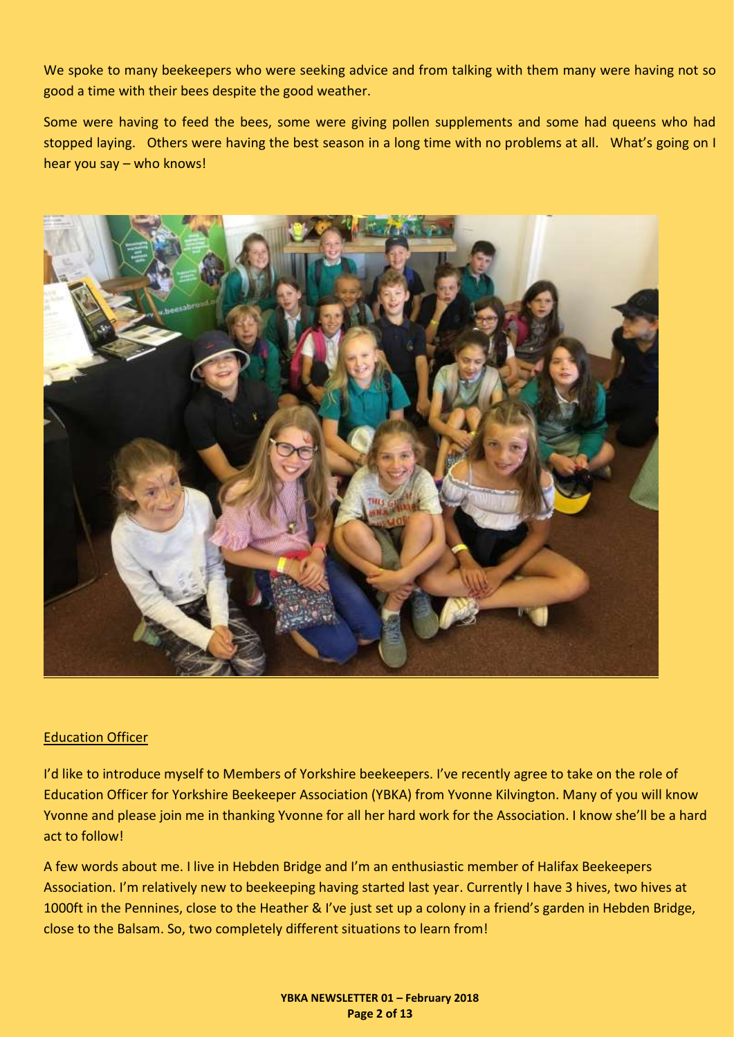We spoke to many beekeepers who were seeking advice and from talking with them many were having not so good a time with their bees despite the good weather.

Some were having to feed the bees, some were giving pollen supplements and some had queens who had stopped laying. Others were having the best season in a long time with no problems at all. What's going on I hear you say – who knows!

## Education Officer

I'd like to introduce myself to Members of Yorkshire beekeepers. I've recently agree to take on the role of Education Officer for Yorkshire Beekeeper Association (YBKA) from Yvonne Kilvington. Many of you will know Yvonne and please join me in thanking Yvonne for all her hard work for the Association. I know she'll be a hard act to follow!

A few words about me. I live in Hebden Bridge and I'm an enthusiastic member of Halifax Beekeepers Association. I'm relatively new to beekeeping having started last year. Currently I have 3 hives, two hives at 1000ft in the Pennines, close to the Heather & I've just set up a colony in a friend's garden in Hebden Bridge, close to the Balsam. So, two completely different situations to learn from!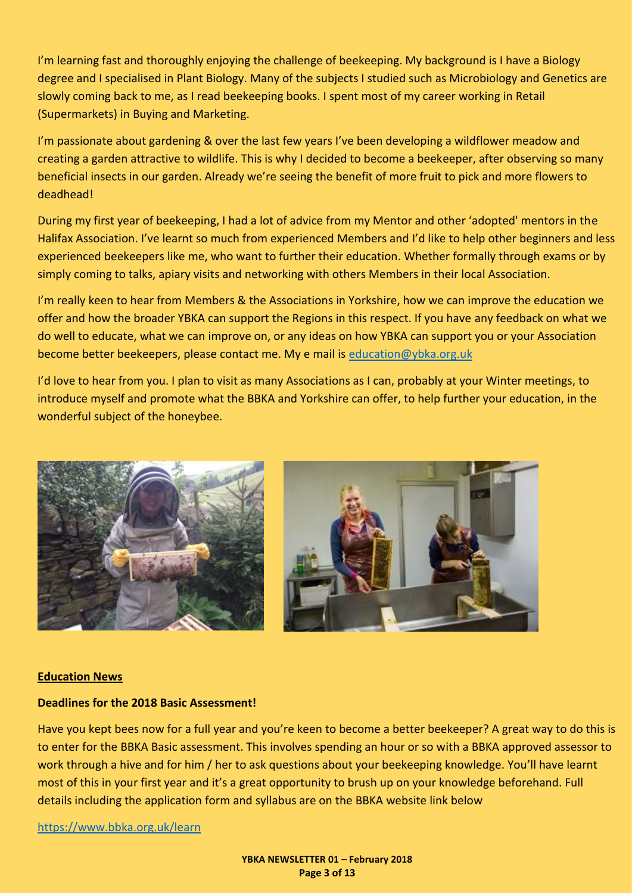I'm learning fast and thoroughly enjoying the challenge of beekeeping. My background is I have a Biology degree and I specialised in Plant Biology. Many of the subjects I studied such as Microbiology and Genetics are slowly coming back to me, as I read beekeeping books. I spent most of my career working in Retail (Supermarkets) in Buying and Marketing.

I'm passionate about gardening & over the last few years I've been developing a wildflower meadow and creating a garden attractive to wildlife. This is why I decided to become a beekeeper, after observing so many beneficial insects in our garden. Already we're seeing the benefit of more fruit to pick and more flowers to deadhead!

During my first year of beekeeping, I had a lot of advice from my Mentor and other 'adopted' mentors in the Halifax Association. I've learnt so much from experienced Members and I'd like to help other beginners and less experienced beekeepers like me, who want to further their education. Whether formally through exams or by simply coming to talks, apiary visits and networking with others Members in their local Association.

I'm really keen to hear from Members & the Associations in Yorkshire, how we can improve the education we offer and how the broader YBKA can support the Regions in this respect. If you have any feedback on what we do well to educate, what we can improve on, or any ideas on how YBKA can support you or your Association become better beekeepers, please contact me. My e mail is education@ybka.org.uk

I'd love to hear from you. I plan to visit as many Associations as I can, probably at your Winter meetings, to introduce myself and promote what the BBKA and Yorkshire can offer, to help further your education, in the wonderful subject of the honeybee.

**Education News**

**Deadlines for the 2018 Basic Assessment!**

Have you kept bees now for a full year and you're keen to become a better beekeeper? A great way to do this is to enter for the BBKA Basic assessment. This involves spending an hour or so with a BBKA approved assessor to work through a hive and for him / her to ask questions about your beekeeping knowledge. You'll have learnt most of this in your first year and it's a great opportunity to brush up on your knowledge beforehand. Full details including the application form and syllabus are on the BBKA website link below

https://www.bbka.org.uk/learn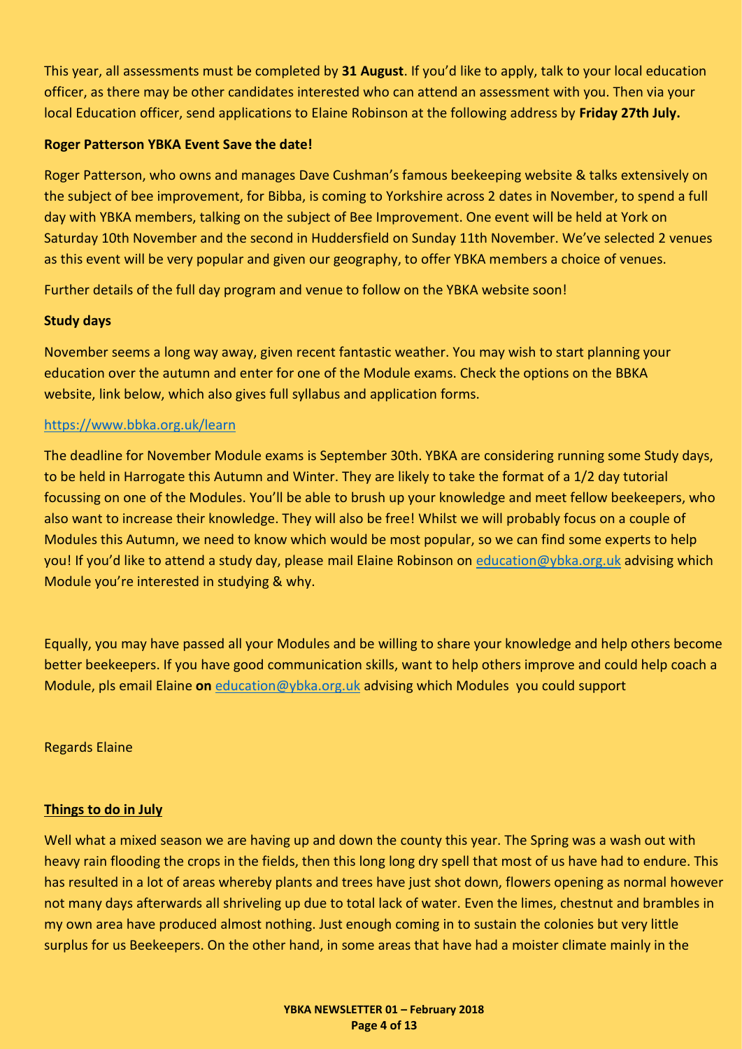This year, all assessments must be completed by **31 August**. If you'd like to apply, talk to your local education officer, as there may be other candidates interested who can attend an assessment with you. Then via your local Education officer, send applications to Elaine Robinson at the following address by **Friday 27th July.**

**Roger Patterson YBKA Event Save the date!**

Roger Patterson, who owns and manages Dave Cushman's famous beekeeping website & talks extensively on the subject of bee improvement, for Bibba, is coming to Yorkshire across 2 dates in November, to spend a full day with YBKA members, talking on the subject of Bee Improvement. One event will be held at York on Saturday 10th November and the second in Huddersfield on Sunday 11th November. We've selected 2 venues as this event will be very popular and given our geography, to offer YBKA members a choice of venues.

Further details of the full day program and venue to follow on the YBKA website soon!

**Study days**

November seems a long way away, given recent fantastic weather. You may wish to start planning your education over the autumn and enter for one of the Module exams. Check the options on the BBKA website, link below, which also gives full syllabus and application forms.

https://www.bbka.org.uk/learn

The deadline for November Module exams is September 30th. YBKA are considering running some Study days, to be held in Harrogate this Autumn and Winter. They are likely to take the format of a 1/2 day tutorial focussing on one of the Modules. You'll be able to brush up your knowledge and meet fellow beekeepers, who also want to increase their knowledge. They will also be free! Whilst we will probably focus on a couple of Modules this Autumn, we need to know which would be most popular, so we can find some experts to help you! If you'd like to attend a study day, please mail Elaine Robinson on education@ybka.org.uk advising which Module you're interested in studying & why.

Equally, you may have passed all your Modules and be willing to share your knowledge and help others become better beekeepers. If you have good communication skills, want to help others improve and could help coach a Module, pls email Elaine **on** education@ybka.org.uk advising which Modules you could support

Regards Elaine

**Things to do in July**

Well what a mixed season we are having up and down the county this year. The Spring was a wash out with heavy rain flooding the crops in the fields, then this long long dry spell that most of us have had to endure. This has resulted in a lot of areas whereby plants and trees have just shot down, flowers opening as normal however not many days afterwards all shriveling up due to total lack of water. Even the limes, chestnut and brambles in my own area have produced almost nothing. Just enough coming in to sustain the colonies but very little surplus for us Beekeepers. On the other hand, in some areas that have had a moister climate mainly in the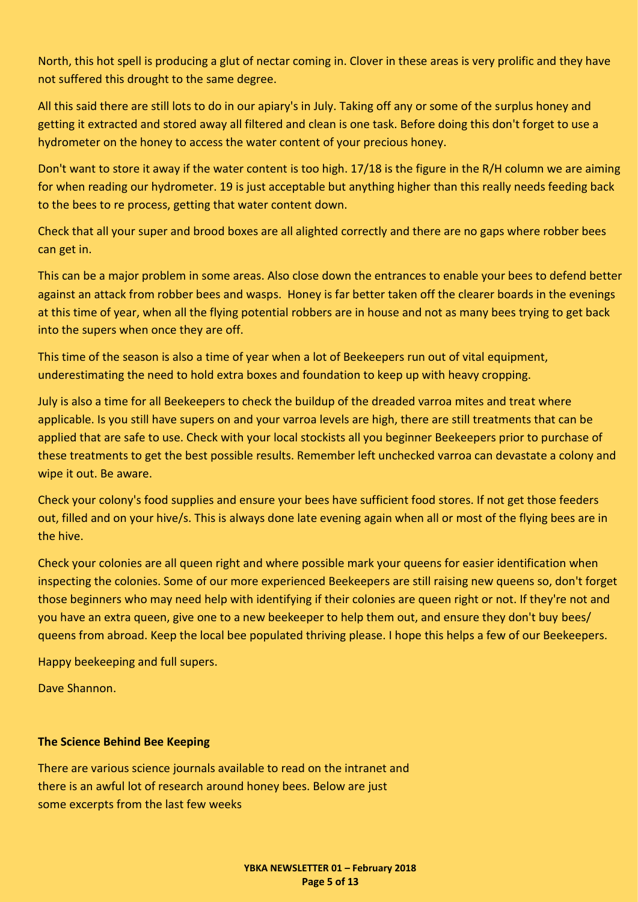North, this hot spell is producing a glut of nectar coming in. Clover in these areas is very prolific and they have not suffered this drought to the same degree.

All this said there are still lots to do in our apiary's in July. Taking off any or some of the surplus honey and getting it extracted and stored away all filtered and clean is one task. Before doing this don't forget to use a hydrometer on the honey to access the water content of your precious honey.

Don't want to store it away if the water content is too high. 17/18 is the figure in the R/H column we are aiming for when reading our hydrometer. 19 is just acceptable but anything higher than this really needs feeding back to the bees to re process, getting that water content down.

Check that all your super and brood boxes are all alighted correctly and there are no gaps where robber bees can get in.

This can be a major problem in some areas. Also close down the entrances to enable your bees to defend better against an attack from robber bees and wasps. Honey is far better taken off the clearer boards in the evenings at this time of year, when all the flying potential robbers are in house and not as many bees trying to get back into the supers when once they are off.

This time of the season is also a time of year when a lot of Beekeepers run out of vital equipment, underestimating the need to hold extra boxes and foundation to keep up with heavy cropping.

July is also a time for all Beekeepers to check the buildup of the dreaded varroa mites and treat where applicable. Is you still have supers on and your varroa levels are high, there are still treatments that can be applied that are safe to use. Check with your local stockists all you beginner Beekeepers prior to purchase of these treatments to get the best possible results. Remember left unchecked varroa can devastate a colony and wipe it out. Be aware.

Check your colony's food supplies and ensure your bees have sufficient food stores. If not get those feeders out, filled and on your hive/s. This is always done late evening again when all or most of the flying bees are in the hive.

Check your colonies are all queen right and where possible mark your queens for easier identification when inspecting the colonies. Some of our more experienced Beekeepers are still raising new queens so, don't forget those beginners who may need help with identifying if their colonies are queen right or not. If they're not and you have an extra queen, give one to a new beekeeper to help them out, and ensure they don't buy bees/ queens from abroad. Keep the local bee populated thriving please. I hope this helps a few of our Beekeepers.

Happy beekeeping and full supers.

Dave Shannon.

**The Science Behind Bee Keeping**

There are various science journals available to read on the intranet and there is an awful lot of research around honey bees. Below are just some excerpts from the last few weeks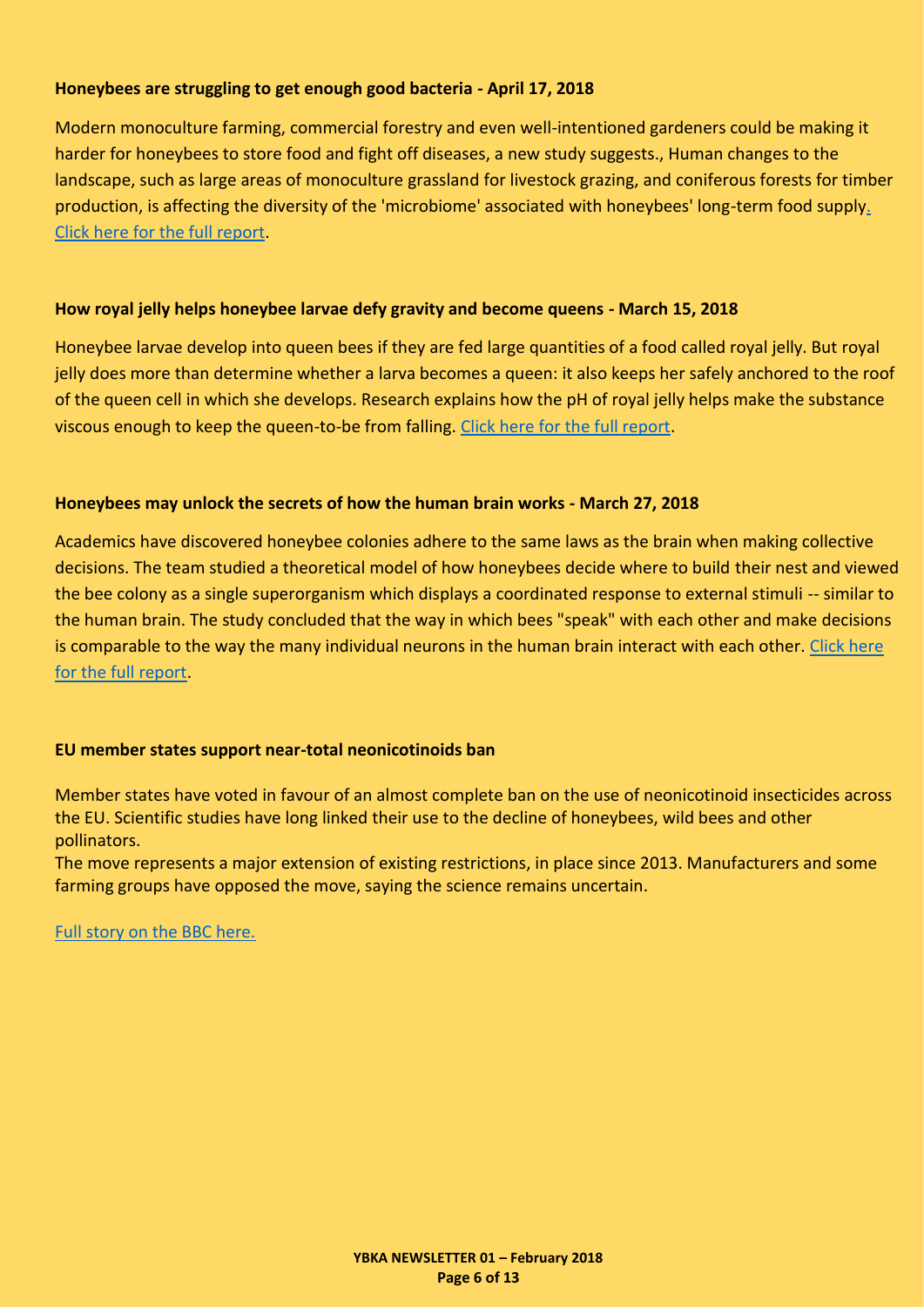**Honeybees are struggling to get enough good bacteria - April 17, 2018**

Modern monoculture farming, commercial forestry and even well-intentioned gardeners could be making it harder for honeybees to store food and fight off diseases, a new study suggests., Human changes to the landscape, such as large areas of monoculture grassland for livestock grazing, and coniferous forests for timber production, is affecting the diversity of the 'microbiome' associated with honeybees' long-term food supply. Click here for the full report.

**How royal jelly helps honeybee larvae defy gravity and become queens - March 15, 2018**

Honeybee larvae develop into queen bees if they are fed large quantities of a food called royal jelly. But royal jelly does more than determine whether a larva becomes a queen: it also keeps her safely anchored to the roof of the queen cell in which she develops. Research explains how the pH of royal jelly helps make the substance viscous enough to keep the queen-to-be from falling. Click here for the full report.

**Honeybees may unlock the secrets of how the human brain works - March 27, 2018**

Academics have discovered honeybee colonies adhere to the same laws as the brain when making collective decisions. The team studied a theoretical model of how honeybees decide where to build their nest and viewed the bee colony as a single superorganism which displays a coordinated response to external stimuli -- similar to the human brain. The study concluded that the way in which bees "speak" with each other and make decisions is comparable to the way the many individual neurons in the human brain interact with each other. Click here for the full report.

**EU member states support near-total neonicotinoids ban**

Member states have voted in favour of an almost complete ban on the use of neonicotinoid insecticides across the EU. Scientific studies have long linked their use to the decline of honeybees, wild bees and other pollinators.
The move represents a major extension of existing restrictions, in place since 2013. Manufacturers and some farming groups have opposed the move, saying the science remains uncertain.

Full story on the BBC here.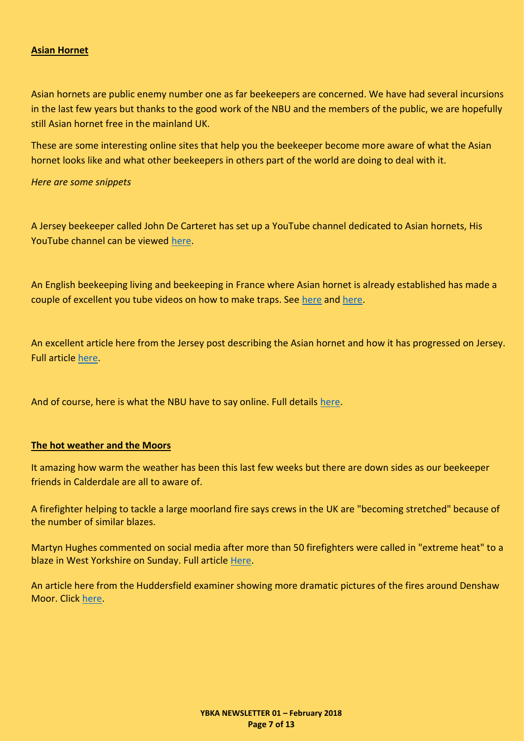**Asian Hornet**

Asian hornets are public enemy number one as far beekeepers are concerned. We have had several incursions in the last few years but thanks to the good work of the NBU and the members of the public, we are hopefully still Asian hornet free in the mainland UK.

These are some interesting online sites that help you the beekeeper become more aware of what the Asian hornet looks like and what other beekeepers in others part of the world are doing to deal with it.

*Here are some snippets*

A Jersey beekeeper called John De Carteret has set up a YouTube channel dedicated to Asian hornets, His YouTube channel can be viewed here.

An English beekeeping living and beekeeping in France where Asian hornet is already established has made a couple of excellent you tube videos on how to make traps. See here and here.

An excellent article here from the Jersey post describing the Asian hornet and how it has progressed on Jersey. Full article here.

And of course, here is what the NBU have to say online. Full details here.

**The hot weather and the Moors**

It amazing how warm the weather has been this last few weeks but there are down sides as our beekeeper friends in Calderdale are all to aware of.

A firefighter helping to tackle a large moorland fire says crews in the UK are "becoming stretched" because of the number of similar blazes.

Martyn Hughes commented on social media after more than 50 firefighters were called in "extreme heat" to a blaze in West Yorkshire on Sunday. Full article Here.

An article here from the Huddersfield examiner showing more dramatic pictures of the fires around Denshaw Moor. Click here.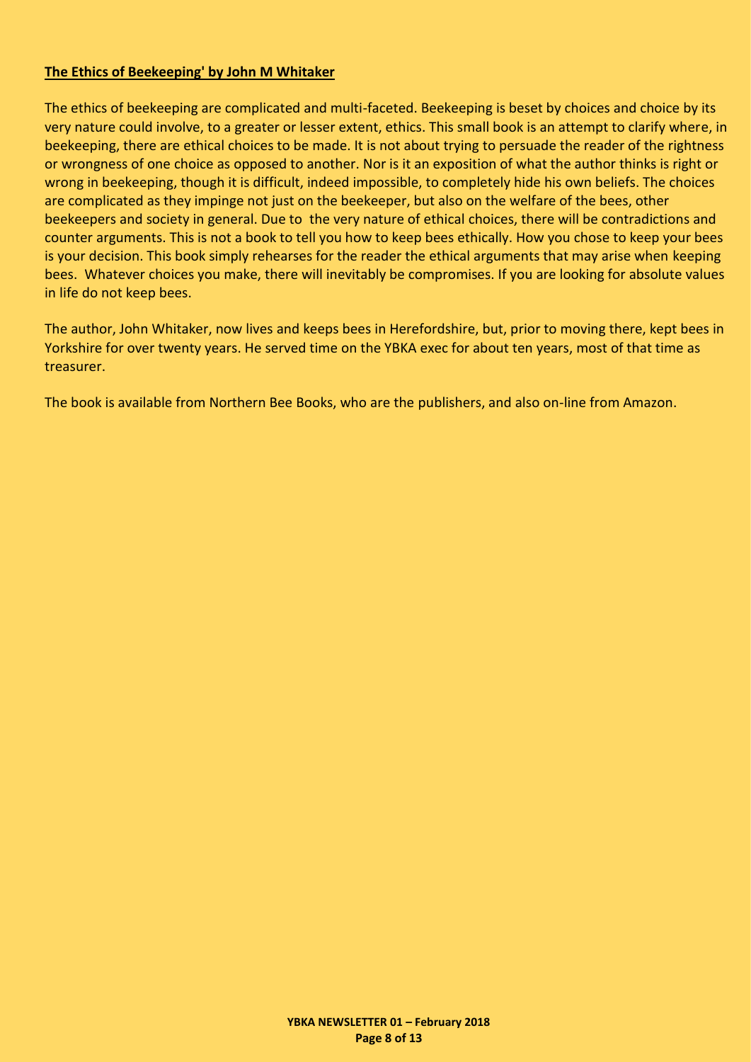**The Ethics of Beekeeping' by John M Whitaker**

The ethics of beekeeping are complicated and multi-faceted. Beekeeping is beset by choices and choice by its very nature could involve, to a greater or lesser extent, ethics. This small book is an attempt to clarify where, in beekeeping, there are ethical choices to be made. It is not about trying to persuade the reader of the rightness or wrongness of one choice as opposed to another. Nor is it an exposition of what the author thinks is right or wrong in beekeeping, though it is difficult, indeed impossible, to completely hide his own beliefs. The choices are complicated as they impinge not just on the beekeeper, but also on the welfare of the bees, other beekeepers and society in general. Due to the very nature of ethical choices, there will be contradictions and counter arguments. This is not a book to tell you how to keep bees ethically. How you chose to keep your bees is your decision. This book simply rehearses for the reader the ethical arguments that may arise when keeping bees. Whatever choices you make, there will inevitably be compromises. If you are looking for absolute values in life do not keep bees.

The author, John Whitaker, now lives and keeps bees in Herefordshire, but, prior to moving there, kept bees in Yorkshire for over twenty years. He served time on the YBKA exec for about ten years, most of that time as treasurer.

The book is available from Northern Bee Books, who are the publishers, and also on-line from Amazon.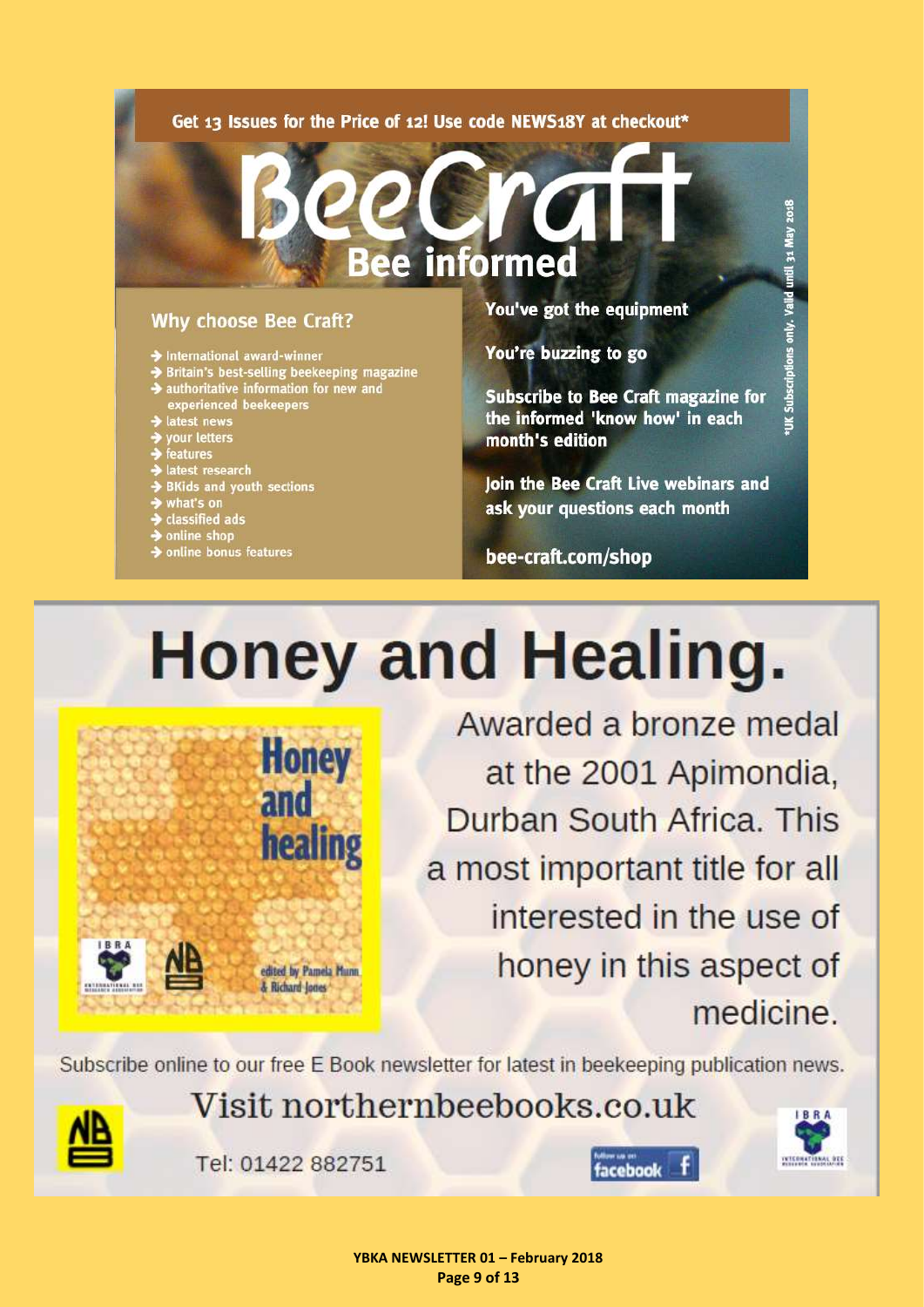Get 13 Issues for the Price of 12! Use code NEWS18Y at checkout*

# BeeCraft

## Bee informed

### Why choose Bee Craft?

- International award-winner
- Britain's best-selling beekeeping magazine
- authoritative information for new and experienced beekeepers
- latest news
- your letters
- features
- latest research
- BKids and youth sections
- what's on
- classified ads
- online shop
- online bonus features

**You've got the equipment**

**You're buzzing to go**

**Subscribe to Bee Craft magazine for the informed 'know how' in each month's edition**

**Join the Bee Craft Live webinars and ask your questions each month**

**bee-craft.com/shop**

*UK Subscriptions only. Valid until 31 May 2018

# Honey and Healing.

Honey and healing

edited by Pamela Munn & Richard Jones

Awarded a bronze medal at the 2001 Apimondia, Durban South Africa. This a most important title for all interested in the use of honey in this aspect of medicine.

Subscribe online to our free E Book newsletter for latest in beekeeping publication news.

Visit northernbeebooks.co.uk

Tel: 01422 882751

Follow us on facebook

IBRA International Bee Research Association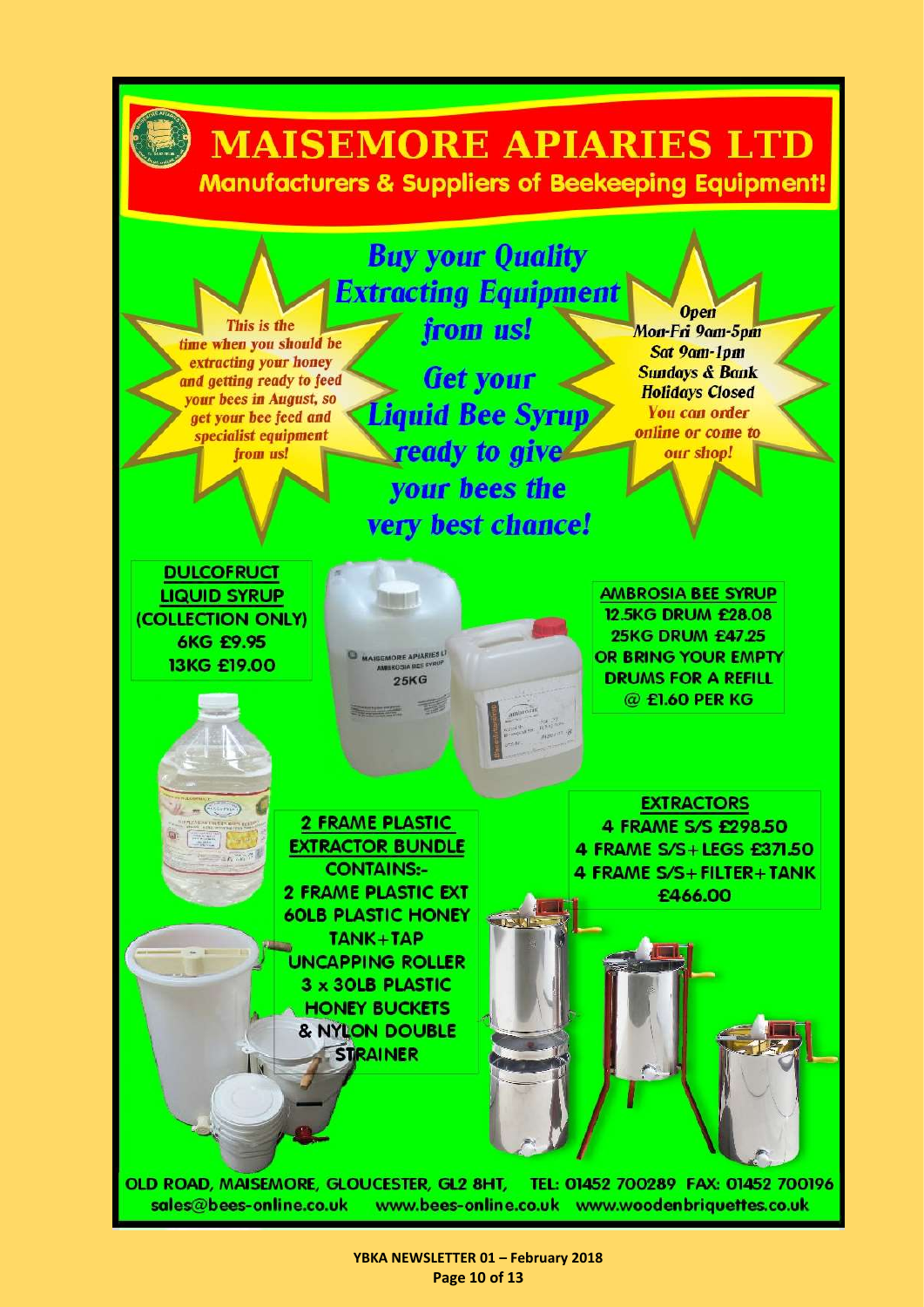# MAISEMORE APIARIES LTD

## Manufacturers & Suppliers of Beekeeping Equipment!

*This is the time when you should be extracting your honey and getting ready to feed your bees in August, so get your bee feed and specialist equipment from us!*

***Buy your Quality Extracting Equipment from us!***

***Get your Liquid Bee Syrup ready to give your bees the very best chance!***

***Open***
***Mon-Fri 9am-5pm***
***Sat 9am-1pm***
***Sundays & Bank Holidays Closed***
*You can order online or come to our shop!*

**DULCOFRUCT LIQUID SYRUP (COLLECTION ONLY)**
**6KG £9.95**
**13KG £19.00**

**AMBROSIA BEE SYRUP**
**12.5KG DRUM £28.08**
**25KG DRUM £47.25**
**OR BRING YOUR EMPTY DRUMS FOR A REFILL @ £1.60 PER KG**

**2 FRAME PLASTIC EXTRACTOR BUNDLE**
**CONTAINS:-**
**2 FRAME PLASTIC EXT**
**60LB PLASTIC HONEY TANK+TAP**
**UNCAPPING ROLLER**
**3 x 30LB PLASTIC HONEY BUCKETS**
**& NYLON DOUBLE STRAINER**

**EXTRACTORS**
**4 FRAME S/S £298.50**
**4 FRAME S/S+LEGS £371.50**
**4 FRAME S/S+FILTER+TANK £466.00**

OLD ROAD, MAISEMORE, GLOUCESTER, GL2 8HT, TEL: 01452 700289 FAX: 01452 700196
sales@bees-online.co.uk www.bees-online.co.uk www.woodenbriquettes.co.uk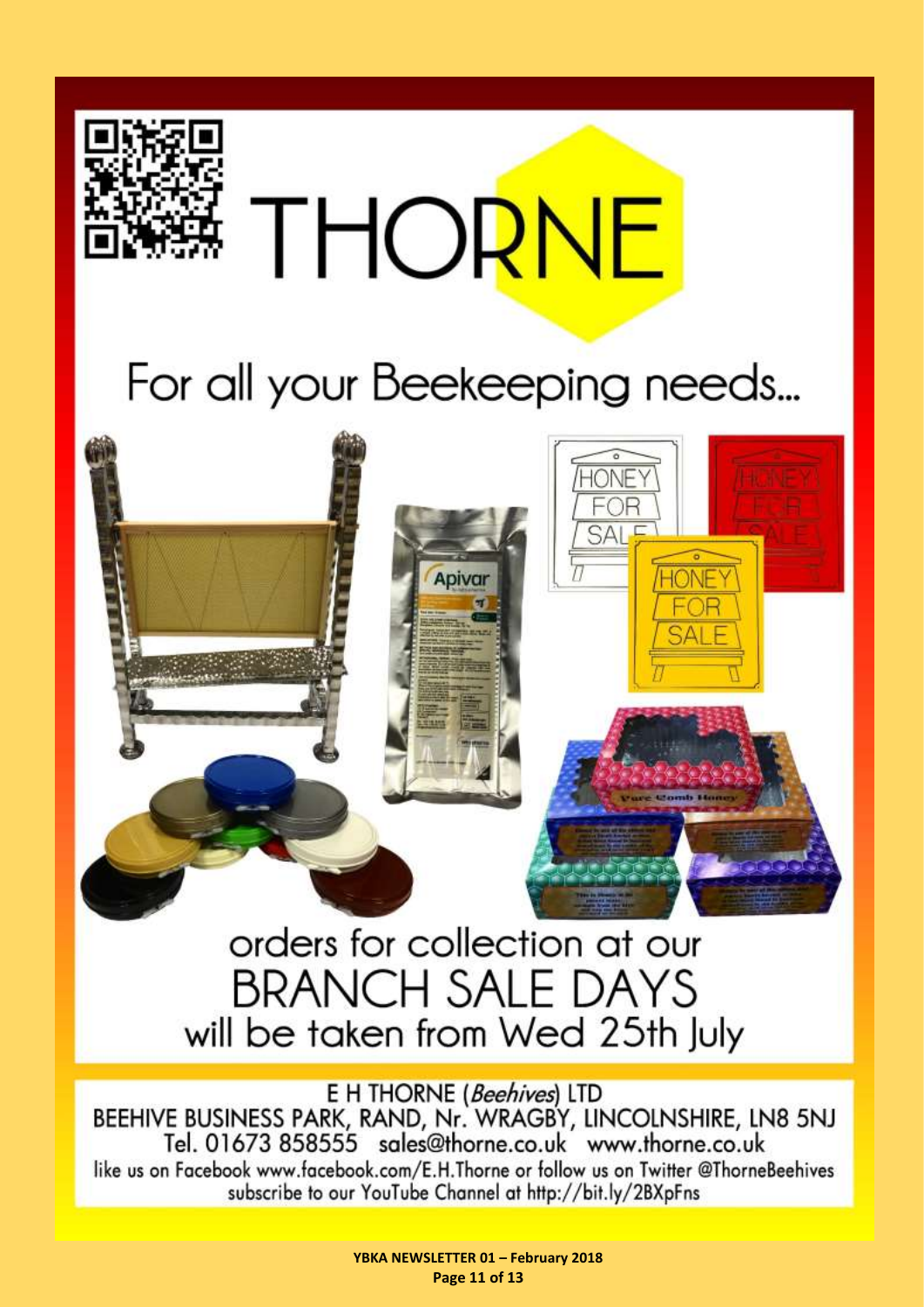# THORNE

## For all your Beekeeping needs...

orders for collection at our

## BRANCH SALE DAYS

will be taken from Wed 25th July

E H THORNE (*Beehives*) LTD

BEEHIVE BUSINESS PARK, RAND, Nr. WRAGBY, LINCOLNSHIRE, LN8 5NJ

Tel. 01673 858555 sales@thorne.co.uk www.thorne.co.uk

like us on Facebook www.facebook.com/E.H.Thorne or follow us on Twitter @ThorneBeehives

subscribe to our YouTube Channel at http://bit.ly/2BXpFns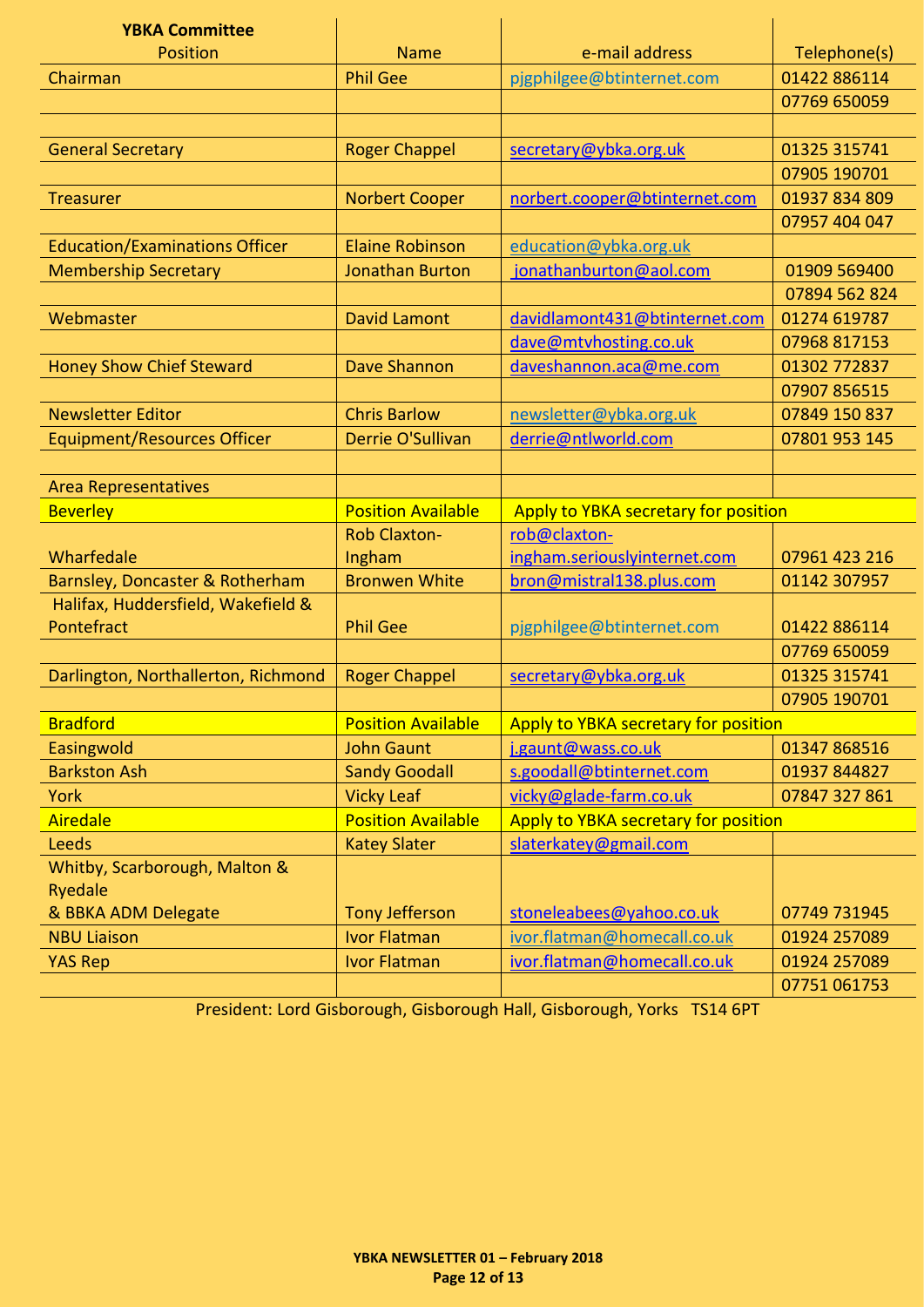| YBKA Committee<br>Position | Name | e-mail address | Telephone(s) |
|---|---|---|---|
| Chairman | Phil Gee | pjgphilgee@btinternet.com | 01422 886114 |
| | | | 07769 650059 |
| | | | |
| General Secretary | Roger Chappel | secretary@ybka.org.uk | 01325 315741 |
| | | | 07905 190701 |
| Treasurer | Norbert Cooper | norbert.cooper@btinternet.com | 01937 834 809 |
| | | | 07957 404 047 |
| Education/Examinations Officer | Elaine Robinson | education@ybka.org.uk | |
| Membership Secretary | Jonathan Burton | jonathanburton@aol.com | 01909 569400 |
| | | | 07894 562 824 |
| Webmaster | David Lamont | davidlamont431@btinternet.com | 01274 619787 |
| | | dave@mtvhosting.co.uk | 07968 817153 |
| Honey Show Chief Steward | Dave Shannon | daveshannon.aca@me.com | 01302 772837 |
| | | | 07907 856515 |
| Newsletter Editor | Chris Barlow | newsletter@ybka.org.uk | 07849 150 837 |
| Equipment/Resources Officer | Derrie O'Sullivan | derrie@ntlworld.com | 07801 953 145 |
| | | | |
| Area Representatives | | | |
| Beverley | Position Available | Apply to YBKA secretary for position | |
| Wharfedale | Rob Claxton-Ingham | rob@claxton-ingham.seriouslyinternet.com | 07961 423 216 |
| Barnsley, Doncaster & Rotherham | Bronwen White | bron@mistral138.plus.com | 01142 307957 |
| Halifax, Huddersfield, Wakefield & Pontefract | Phil Gee | pjgphilgee@btinternet.com | 01422 886114 |
| | | | 07769 650059 |
| Darlington, Northallerton, Richmond | Roger Chappel | secretary@ybka.org.uk | 01325 315741 |
| | | | 07905 190701 |
| Bradford | Position Available | Apply to YBKA secretary for position | |
| Easingwold | John Gaunt | j.gaunt@wass.co.uk | 01347 868516 |
| Barkston Ash | Sandy Goodall | s.goodall@btinternet.com | 01937 844827 |
| York | Vicky Leaf | vicky@glade-farm.co.uk | 07847 327 861 |
| Airedale | Position Available | Apply to YBKA secretary for position | |
| Leeds | Katey Slater | slaterkatey@gmail.com | |
| Whitby, Scarborough, Malton & Ryedale & BBKA ADM Delegate | Tony Jefferson | stoneleabees@yahoo.co.uk | 07749 731945 |
| NBU Liaison | Ivor Flatman | ivor.flatman@homecall.co.uk | 01924 257089 |
| YAS Rep | Ivor Flatman | ivor.flatman@homecall.co.uk | 01924 257089 |
| | | | 07751 061753 |

President: Lord Gisborough, Gisborough Hall, Gisborough, Yorks TS14 6PT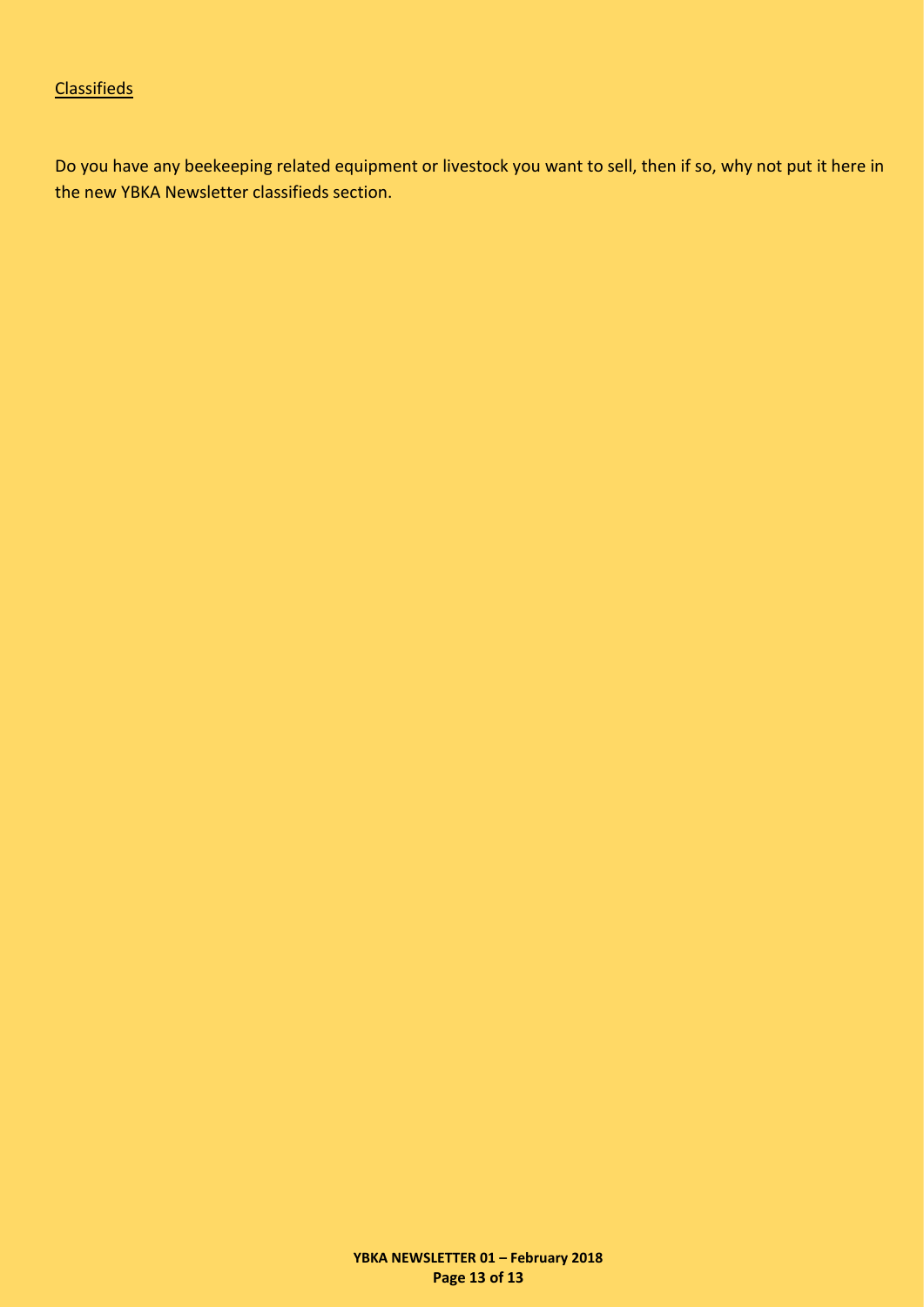## Classifieds

Do you have any beekeeping related equipment or livestock you want to sell, then if so, why not put it here in the new YBKA Newsletter classifieds section.